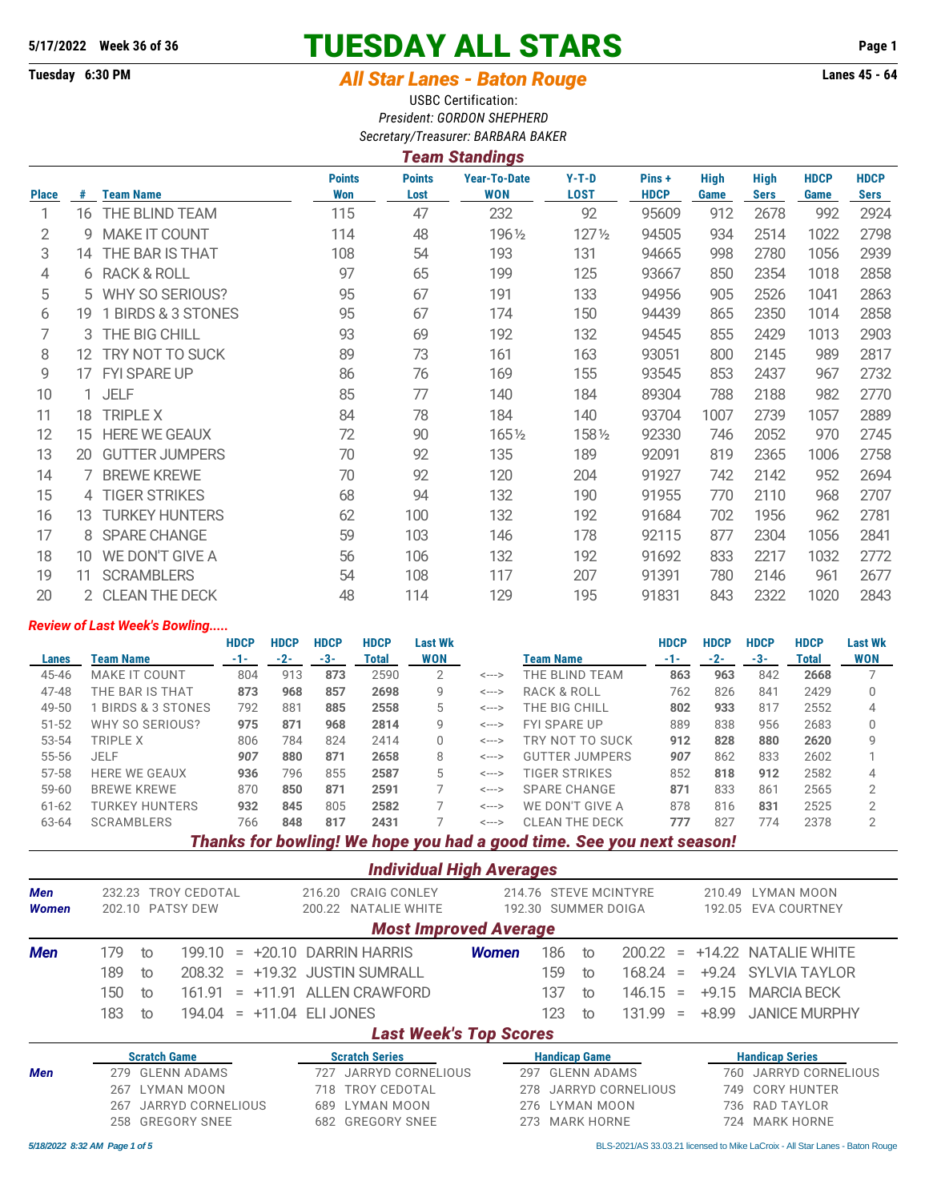5/17/2022 Week 36 of 36

# TUESDAY ALL STARS

Tuesday 6:30 PM

## All Star Lanes - Baton Rouge

Lanes 45 - 64

USBC Certification:
*President: GORDON SHEPHERD*
*Secretary/Treasurer: BARBARA BAKER*

### Team Standings

| Place | # | Team Name | Points Won | Points Lost | Year-To-Date WON | Y-T-D LOST | Pins + HDCP | High Game | High Sers | HDCP Game | HDCP Sers |
|---|---|---|---|---|---|---|---|---|---|---|---|
| 1 | 16 | THE BLIND TEAM | 115 | 47 | 232 | 92 | 95609 | 912 | 2678 | 992 | 2924 |
| 2 | 9 | MAKE IT COUNT | 114 | 48 | 196½ | 127½ | 94505 | 934 | 2514 | 1022 | 2798 |
| 3 | 14 | THE BAR IS THAT | 108 | 54 | 193 | 131 | 94665 | 998 | 2780 | 1056 | 2939 |
| 4 | 6 | RACK & ROLL | 97 | 65 | 199 | 125 | 93667 | 850 | 2354 | 1018 | 2858 |
| 5 | 5 | WHY SO SERIOUS? | 95 | 67 | 191 | 133 | 94956 | 905 | 2526 | 1041 | 2863 |
| 6 | 19 | 1 BIRDS & 3 STONES | 95 | 67 | 174 | 150 | 94439 | 865 | 2350 | 1014 | 2858 |
| 7 | 3 | THE BIG CHILL | 93 | 69 | 192 | 132 | 94545 | 855 | 2429 | 1013 | 2903 |
| 8 | 12 | TRY NOT TO SUCK | 89 | 73 | 161 | 163 | 93051 | 800 | 2145 | 989 | 2817 |
| 9 | 17 | FYI SPARE UP | 86 | 76 | 169 | 155 | 93545 | 853 | 2437 | 967 | 2732 |
| 10 | 1 | JELF | 85 | 77 | 140 | 184 | 89304 | 788 | 2188 | 982 | 2770 |
| 11 | 18 | TRIPLE X | 84 | 78 | 184 | 140 | 93704 | 1007 | 2739 | 1057 | 2889 |
| 12 | 15 | HERE WE GEAUX | 72 | 90 | 165½ | 158½ | 92330 | 746 | 2052 | 970 | 2745 |
| 13 | 20 | GUTTER JUMPERS | 70 | 92 | 135 | 189 | 92091 | 819 | 2365 | 1006 | 2758 |
| 14 | 7 | BREWE KREWE | 70 | 92 | 120 | 204 | 91927 | 742 | 2142 | 952 | 2694 |
| 15 | 4 | TIGER STRIKES | 68 | 94 | 132 | 190 | 91955 | 770 | 2110 | 968 | 2707 |
| 16 | 13 | TURKEY HUNTERS | 62 | 100 | 132 | 192 | 91684 | 702 | 1956 | 962 | 2781 |
| 17 | 8 | SPARE CHANGE | 59 | 103 | 146 | 178 | 92115 | 877 | 2304 | 1056 | 2841 |
| 18 | 10 | WE DON'T GIVE A | 56 | 106 | 132 | 192 | 91692 | 833 | 2217 | 1032 | 2772 |
| 19 | 11 | SCRAMBLERS | 54 | 108 | 117 | 207 | 91391 | 780 | 2146 | 961 | 2677 |
| 20 | 2 | CLEAN THE DECK | 48 | 114 | 129 | 195 | 91831 | 843 | 2322 | 1020 | 2843 |

*Review of Last Week's Bowling.....*

| Lanes | Team Name | HDCP -1- | HDCP -2- | HDCP -3- | HDCP Total | Last Wk WON | | Team Name | HDCP -1- | HDCP -2- | HDCP -3- | HDCP Total | Last Wk WON |
|---|---|---|---|---|---|---|---|---|---|---|---|---|---|
| 45-46 | MAKE IT COUNT | 804 | 913 | **873** | 2590 | 2 | <---> | THE BLIND TEAM | **863** | **963** | 842 | **2668** | 7 |
| 47-48 | THE BAR IS THAT | **873** | **968** | **857** | **2698** | 9 | <---> | RACK & ROLL | 762 | 826 | 841 | 2429 | 0 |
| 49-50 | 1 BIRDS & 3 STONES | 792 | 881 | **885** | **2558** | 5 | <---> | THE BIG CHILL | **802** | **933** | 817 | 2552 | 4 |
| 51-52 | WHY SO SERIOUS? | **975** | **871** | **968** | **2814** | 9 | <---> | FYI SPARE UP | 889 | 838 | 956 | 2683 | 0 |
| 53-54 | TRIPLE X | 806 | 784 | 824 | 2414 | 0 | <---> | TRY NOT TO SUCK | **912** | **828** | **880** | **2620** | 9 |
| 55-56 | JELF | **907** | **880** | **871** | **2658** | 8 | <---> | GUTTER JUMPERS | **907** | 862 | 833 | 2602 | 1 |
| 57-58 | HERE WE GEAUX | **936** | 796 | 855 | **2587** | 5 | <---> | TIGER STRIKES | 852 | **818** | **912** | 2582 | 4 |
| 59-60 | BREWE KREWE | 870 | **850** | **871** | **2591** | 7 | <---> | SPARE CHANGE | **871** | 833 | 861 | 2565 | 2 |
| 61-62 | TURKEY HUNTERS | **932** | **845** | 805 | **2582** | 7 | <---> | WE DON'T GIVE A | 878 | 816 | **831** | 2525 | 2 |
| 63-64 | SCRAMBLERS | 766 | **848** | **817** | **2431** | 7 | <---> | CLEAN THE DECK | **777** | 827 | 774 | 2378 | 2 |

***Thanks for bowling! We hope you had a good time. See you next season!***

### Individual High Averages

| | | | | |
|---|---|---|---|---|
| **Men** | 232.23 TROY CEDOTAL | 216.20 CRAIG CONLEY | 214.76 STEVE MCINTYRE | 210.49 LYMAN MOON |
| **Women** | 202.10 PATSY DEW | 200.22 NATALIE WHITE | 192.30 SUMMER DOIGA | 192.05 EVA COURTNEY |

### Most Improved Average

| | | | | | | | | | | | | |
|---|---|---|---|---|---|---|---|---|---|---|---|---|
| **Men** | 179 to 199.10 | = | +20.10 | DARRIN HARRIS | | **Women** | 186 to 200.22 | = | +14.22 | NATALIE WHITE |
| | 189 to 208.32 | = | +19.32 | JUSTIN SUMRALL | | | 159 to 168.24 | = | +9.24 | SYLVIA TAYLOR |
| | 150 to 161.91 | = | +11.91 | ALLEN CRAWFORD | | | 137 to 146.15 | = | +9.15 | MARCIA BECK |
| | 183 to 194.04 | = | +11.04 | ELI JONES | | | 123 to 131.99 | = | +8.99 | JANICE MURPHY |

### Last Week's Top Scores

| | Scratch Game | Scratch Series | Handicap Game | Handicap Series |
|---|---|---|---|---|
| **Men** | 279 GLENN ADAMS | 727 JARRYD CORNELIOUS | 297 GLENN ADAMS | 760 JARRYD CORNELIOUS |
| | 267 LYMAN MOON | 718 TROY CEDOTAL | 278 JARRYD CORNELIOUS | 749 CORY HUNTER |
| | 267 JARRYD CORNELIOUS | 689 LYMAN MOON | 276 LYMAN MOON | 736 RAD TAYLOR |
| | 258 GREGORY SNEE | 682 GREGORY SNEE | 273 MARK HORNE | 724 MARK HORNE |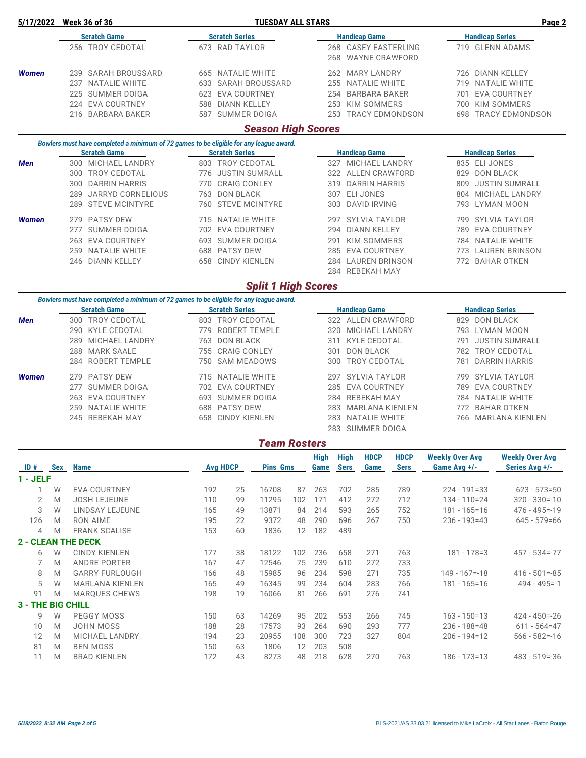**5/17/2022 Week 36 of 36 — TUESDAY ALL STARS**

| | Scratch Game | Scratch Series | Handicap Game | Handicap Series |
|---|---|---|---|---|
| | 256 TROY CEDOTAL | 673 RAD TAYLOR | 268 CASEY EASTERLING | 719 GLENN ADAMS |
| | | | 268 WAYNE CRAWFORD | |
| **Women** | 239 SARAH BROUSSARD | 665 NATALIE WHITE | 262 MARY LANDRY | 726 DIANN KELLEY |
| | 237 NATALIE WHITE | 633 SARAH BROUSSARD | 255 NATALIE WHITE | 719 NATALIE WHITE |
| | 225 SUMMER DOIGA | 623 EVA COURTNEY | 254 BARBARA BAKER | 701 EVA COURTNEY |
| | 224 EVA COURTNEY | 588 DIANN KELLEY | 253 KIM SOMMERS | 700 KIM SOMMERS |
| | 216 BARBARA BAKER | 587 SUMMER DOIGA | 253 TRACY EDMONDSON | 698 TRACY EDMONDSON |

## Season High Scores

*Bowlers must have completed a minimum of 72 games to be eligible for any league award.*

| | Scratch Game | Scratch Series | Handicap Game | Handicap Series |
|---|---|---|---|---|
| **Men** | 300 MICHAEL LANDRY | 803 TROY CEDOTAL | 327 MICHAEL LANDRY | 835 ELI JONES |
| | 300 TROY CEDOTAL | 776 JUSTIN SUMRALL | 322 ALLEN CRAWFORD | 829 DON BLACK |
| | 300 DARRIN HARRIS | 770 CRAIG CONLEY | 319 DARRIN HARRIS | 809 JUSTIN SUMRALL |
| | 289 JARRYD CORNELIOUS | 763 DON BLACK | 307 ELI JONES | 804 MICHAEL LANDRY |
| | 289 STEVE MCINTYRE | 760 STEVE MCINTYRE | 303 DAVID IRVING | 793 LYMAN MOON |
| **Women** | 279 PATSY DEW | 715 NATALIE WHITE | 297 SYLVIA TAYLOR | 799 SYLVIA TAYLOR |
| | 277 SUMMER DOIGA | 702 EVA COURTNEY | 294 DIANN KELLEY | 789 EVA COURTNEY |
| | 263 EVA COURTNEY | 693 SUMMER DOIGA | 291 KIM SOMMERS | 784 NATALIE WHITE |
| | 259 NATALIE WHITE | 688 PATSY DEW | 285 EVA COURTNEY | 773 LAUREN BRINSON |
| | 246 DIANN KELLEY | 658 CINDY KIENLEN | 284 LAUREN BRINSON | 772 BAHAR OTKEN |
| | | | 284 REBEKAH MAY | |

## Split 1 High Scores

*Bowlers must have completed a minimum of 72 games to be eligible for any league award.*

| | Scratch Game | Scratch Series | Handicap Game | Handicap Series |
|---|---|---|---|---|
| **Men** | 300 TROY CEDOTAL | 803 TROY CEDOTAL | 322 ALLEN CRAWFORD | 829 DON BLACK |
| | 290 KYLE CEDOTAL | 779 ROBERT TEMPLE | 320 MICHAEL LANDRY | 793 LYMAN MOON |
| | 289 MICHAEL LANDRY | 763 DON BLACK | 311 KYLE CEDOTAL | 791 JUSTIN SUMRALL |
| | 288 MARK SAALE | 755 CRAIG CONLEY | 301 DON BLACK | 782 TROY CEDOTAL |
| | 284 ROBERT TEMPLE | 750 SAM MEADOWS | 300 TROY CEDOTAL | 781 DARRIN HARRIS |
| **Women** | 279 PATSY DEW | 715 NATALIE WHITE | 297 SYLVIA TAYLOR | 799 SYLVIA TAYLOR |
| | 277 SUMMER DOIGA | 702 EVA COURTNEY | 285 EVA COURTNEY | 789 EVA COURTNEY |
| | 263 EVA COURTNEY | 693 SUMMER DOIGA | 284 REBEKAH MAY | 784 NATALIE WHITE |
| | 259 NATALIE WHITE | 688 PATSY DEW | 283 MARLANA KIENLEN | 772 BAHAR OTKEN |
| | 245 REBEKAH MAY | 658 CINDY KIENLEN | 283 NATALIE WHITE | 766 MARLANA KIENLEN |
| | | | 283 SUMMER DOIGA | |

## Team Rosters

| ID # | Sex | Name | Avg | HDCP | Pins | Gms | High Game | High Sers | HDCP Game | HDCP Sers | Weekly Over Avg Game Avg +/- | Weekly Over Avg Series Avg +/- |
|---|---|---|---|---|---|---|---|---|---|---|---|---|
| **1 - JELF** | | | | | | | | | | | | |
| 1 | W | EVA COURTNEY | 192 | 25 | 16708 | 87 | 263 | 702 | 285 | 789 | 224 - 191=33 | 623 - 573=50 |
| 2 | M | JOSH LEJEUNE | 110 | 99 | 11295 | 102 | 171 | 412 | 272 | 712 | 134 - 110=24 | 320 - 330=-10 |
| 3 | W | LINDSAY LEJEUNE | 165 | 49 | 13871 | 84 | 214 | 593 | 265 | 752 | 181 - 165=16 | 476 - 495=-19 |
| 126 | M | RON AIME | 195 | 22 | 9372 | 48 | 290 | 696 | 267 | 750 | 236 - 193=43 | 645 - 579=66 |
| 4 | M | FRANK SCALISE | 153 | 60 | 1836 | 12 | 182 | 489 | | | | |
| **2 - CLEAN THE DECK** | | | | | | | | | | | | |
| 6 | W | CINDY KIENLEN | 177 | 38 | 18122 | 102 | 236 | 658 | 271 | 763 | 181 - 178=3 | 457 - 534=-77 |
| 7 | M | ANDRE PORTER | 167 | 47 | 12546 | 75 | 239 | 610 | 272 | 733 | | |
| 8 | M | GARRY FURLOUGH | 166 | 48 | 15985 | 96 | 234 | 598 | 271 | 735 | 149 - 167=-18 | 416 - 501=-85 |
| 5 | W | MARLANA KIENLEN | 165 | 49 | 16345 | 99 | 234 | 604 | 283 | 766 | 181 - 165=16 | 494 - 495=-1 |
| 91 | M | MARQUES CHEWS | 198 | 19 | 16066 | 81 | 266 | 691 | 276 | 741 | | |
| **3 - THE BIG CHILL** | | | | | | | | | | | | |
| 9 | W | PEGGY MOSS | 150 | 63 | 14269 | 95 | 202 | 553 | 266 | 745 | 163 - 150=13 | 424 - 450=-26 |
| 10 | M | JOHN MOSS | 188 | 28 | 17573 | 93 | 264 | 690 | 293 | 777 | 236 - 188=48 | 611 - 564=47 |
| 12 | M | MICHAEL LANDRY | 194 | 23 | 20955 | 108 | 300 | 723 | 327 | 804 | 206 - 194=12 | 566 - 582=-16 |
| 81 | M | BEN MOSS | 150 | 63 | 1806 | 12 | 203 | 508 | | | | |
| 11 | M | BRAD KIENLEN | 172 | 43 | 8273 | 48 | 218 | 628 | 270 | 763 | 186 - 173=13 | 483 - 519=-36 |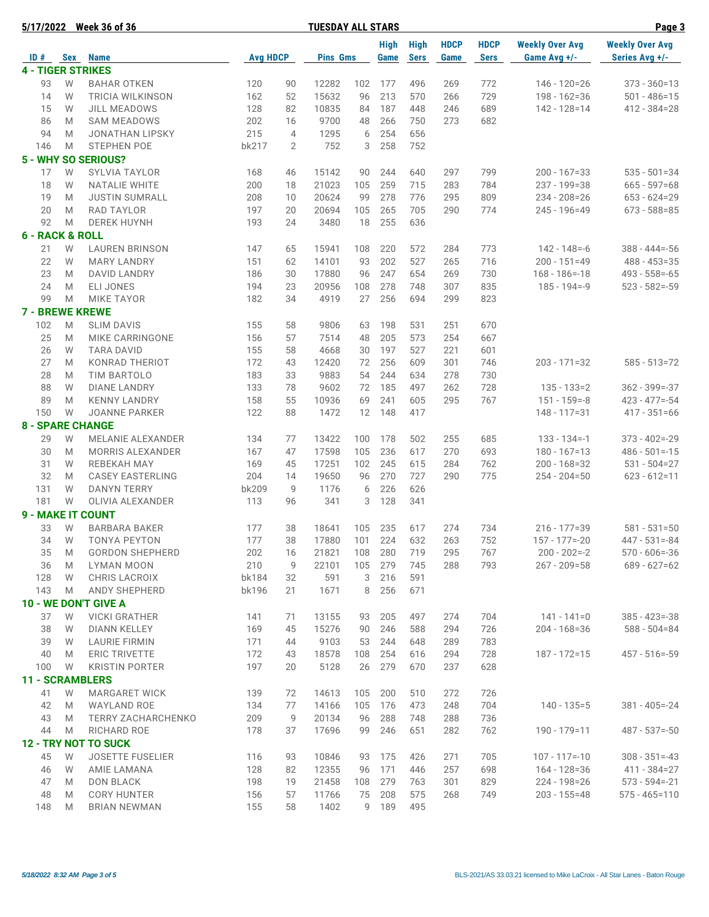**5/17/2022 Week 36 of 36** **TUESDAY ALL STARS**

| ID # | Sex | Name | Avg | HDCP | Pins | Gms | High Game | High Sers | HDCP Game | HDCP Sers | Weekly Over Avg Game Avg +/- | Weekly Over Avg Series Avg +/- |
|---|---|---|---|---|---|---|---|---|---|---|---|---|
| **4 - TIGER STRIKES** | | | | | | | | | | | | |
| 93 | W | BAHAR OTKEN | 120 | 90 | 12282 | 102 | 177 | 496 | 269 | 772 | 146 - 120=26 | 373 - 360=13 |
| 14 | W | TRICIA WILKINSON | 162 | 52 | 15632 | 96 | 213 | 570 | 266 | 729 | 198 - 162=36 | 501 - 486=15 |
| 15 | W | JILL MEADOWS | 128 | 82 | 10835 | 84 | 187 | 448 | 246 | 689 | 142 - 128=14 | 412 - 384=28 |
| 86 | M | SAM MEADOWS | 202 | 16 | 9700 | 48 | 266 | 750 | 273 | 682 | | |
| 94 | M | JONATHAN LIPSKY | 215 | 4 | 1295 | 6 | 254 | 656 | | | | |
| 146 | M | STEPHEN POE | bk217 | 2 | 752 | 3 | 258 | 752 | | | | |
| **5 - WHY SO SERIOUS?** | | | | | | | | | | | | |
| 17 | W | SYLVIA TAYLOR | 168 | 46 | 15142 | 90 | 244 | 640 | 297 | 799 | 200 - 167=33 | 535 - 501=34 |
| 18 | W | NATALIE WHITE | 200 | 18 | 21023 | 105 | 259 | 715 | 283 | 784 | 237 - 199=38 | 665 - 597=68 |
| 19 | M | JUSTIN SUMRALL | 208 | 10 | 20624 | 99 | 278 | 776 | 295 | 809 | 234 - 208=26 | 653 - 624=29 |
| 20 | M | RAD TAYLOR | 197 | 20 | 20694 | 105 | 265 | 705 | 290 | 774 | 245 - 196=49 | 673 - 588=85 |
| 92 | M | DEREK HUYNH | 193 | 24 | 3480 | 18 | 255 | 636 | | | | |
| **6 - RACK & ROLL** | | | | | | | | | | | | |
| 21 | W | LAUREN BRINSON | 147 | 65 | 15941 | 108 | 220 | 572 | 284 | 773 | 142 - 148=-6 | 388 - 444=-56 |
| 22 | W | MARY LANDRY | 151 | 62 | 14101 | 93 | 202 | 527 | 265 | 716 | 200 - 151=49 | 488 - 453=35 |
| 23 | M | DAVID LANDRY | 186 | 30 | 17880 | 96 | 247 | 654 | 269 | 730 | 168 - 186=-18 | 493 - 558=-65 |
| 24 | M | ELI JONES | 194 | 23 | 20956 | 108 | 278 | 748 | 307 | 835 | 185 - 194=-9 | 523 - 582=-59 |
| 99 | M | MIKE TAYOR | 182 | 34 | 4919 | 27 | 256 | 694 | 299 | 823 | | |
| **7 - BREWE KREWE** | | | | | | | | | | | | |
| 102 | M | SLIM DAVIS | 155 | 58 | 9806 | 63 | 198 | 531 | 251 | 670 | | |
| 25 | M | MIKE CARRINGONE | 156 | 57 | 7514 | 48 | 205 | 573 | 254 | 667 | | |
| 26 | W | TARA DAVID | 155 | 58 | 4668 | 30 | 197 | 527 | 221 | 601 | | |
| 27 | M | KONRAD THERIOT | 172 | 43 | 12420 | 72 | 256 | 609 | 301 | 746 | 203 - 171=32 | 585 - 513=72 |
| 28 | M | TIM BARTOLO | 183 | 33 | 9883 | 54 | 244 | 634 | 278 | 730 | | |
| 88 | W | DIANE LANDRY | 133 | 78 | 9602 | 72 | 185 | 497 | 262 | 728 | 135 - 133=2 | 362 - 399=-37 |
| 89 | M | KENNY LANDRY | 158 | 55 | 10936 | 69 | 241 | 605 | 295 | 767 | 151 - 159=-8 | 423 - 477=-54 |
| 150 | W | JOANNE PARKER | 122 | 88 | 1472 | 12 | 148 | 417 | | | 148 - 117=31 | 417 - 351=66 |
| **8 - SPARE CHANGE** | | | | | | | | | | | | |
| 29 | W | MELANIE ALEXANDER | 134 | 77 | 13422 | 100 | 178 | 502 | 255 | 685 | 133 - 134=-1 | 373 - 402=-29 |
| 30 | M | MORRIS ALEXANDER | 167 | 47 | 17598 | 105 | 236 | 617 | 270 | 693 | 180 - 167=13 | 486 - 501=-15 |
| 31 | W | REBEKAH MAY | 169 | 45 | 17251 | 102 | 245 | 615 | 284 | 762 | 200 - 168=32 | 531 - 504=27 |
| 32 | M | CASEY EASTERLING | 204 | 14 | 19650 | 96 | 270 | 727 | 290 | 775 | 254 - 204=50 | 623 - 612=11 |
| 131 | W | DANYN TERRY | bk209 | 9 | 1176 | 6 | 226 | 626 | | | | |
| 181 | W | OLIVIA ALEXANDER | 113 | 96 | 341 | 3 | 128 | 341 | | | | |
| **9 - MAKE IT COUNT** | | | | | | | | | | | | |
| 33 | W | BARBARA BAKER | 177 | 38 | 18641 | 105 | 235 | 617 | 274 | 734 | 216 - 177=39 | 581 - 531=50 |
| 34 | W | TONYA PEYTON | 177 | 38 | 17880 | 101 | 224 | 632 | 263 | 752 | 157 - 177=-20 | 447 - 531=-84 |
| 35 | M | GORDON SHEPHERD | 202 | 16 | 21821 | 108 | 280 | 719 | 295 | 767 | 200 - 202=-2 | 570 - 606=-36 |
| 36 | M | LYMAN MOON | 210 | 9 | 22101 | 105 | 279 | 745 | 288 | 793 | 267 - 209=58 | 689 - 627=62 |
| 128 | W | CHRIS LACROIX | bk184 | 32 | 591 | 3 | 216 | 591 | | | | |
| 143 | M | ANDY SHEPHERD | bk196 | 21 | 1671 | 8 | 256 | 671 | | | | |
| **10 - WE DON'T GIVE A** | | | | | | | | | | | | |
| 37 | W | VICKI GRATHER | 141 | 71 | 13155 | 93 | 205 | 497 | 274 | 704 | 141 - 141=0 | 385 - 423=-38 |
| 38 | W | DIANN KELLEY | 169 | 45 | 15276 | 90 | 246 | 588 | 294 | 726 | 204 - 168=36 | 588 - 504=84 |
| 39 | W | LAURIE FIRMIN | 171 | 44 | 9103 | 53 | 244 | 648 | 289 | 783 | | |
| 40 | M | ERIC TRIVETTE | 172 | 43 | 18578 | 108 | 254 | 616 | 294 | 728 | 187 - 172=15 | 457 - 516=-59 |
| 100 | W | KRISTIN PORTER | 197 | 20 | 5128 | 26 | 279 | 670 | 237 | 628 | | |
| **11 - SCRAMBLERS** | | | | | | | | | | | | |
| 41 | W | MARGARET WICK | 139 | 72 | 14613 | 105 | 200 | 510 | 272 | 726 | | |
| 42 | M | WAYLAND ROE | 134 | 77 | 14166 | 105 | 176 | 473 | 248 | 704 | 140 - 135=5 | 381 - 405=-24 |
| 43 | M | TERRY ZACHARCHENKO | 209 | 9 | 20134 | 96 | 288 | 748 | 288 | 736 | | |
| 44 | M | RICHARD ROE | 178 | 37 | 17696 | 99 | 246 | 651 | 282 | 762 | 190 - 179=11 | 487 - 537=-50 |
| **12 - TRY NOT TO SUCK** | | | | | | | | | | | | |
| 45 | W | JOSETTE FUSELIER | 116 | 93 | 10846 | 93 | 175 | 426 | 271 | 705 | 107 - 117=-10 | 308 - 351=-43 |
| 46 | W | AMIE LAMANA | 128 | 82 | 12355 | 96 | 171 | 446 | 257 | 698 | 164 - 128=36 | 411 - 384=27 |
| 47 | M | DON BLACK | 198 | 19 | 21458 | 108 | 279 | 763 | 301 | 829 | 224 - 198=26 | 573 - 594=-21 |
| 48 | M | CORY HUNTER | 156 | 57 | 11766 | 75 | 208 | 575 | 268 | 749 | 203 - 155=48 | 575 - 465=110 |
| 148 | M | BRIAN NEWMAN | 155 | 58 | 1402 | 9 | 189 | 495 | | | | |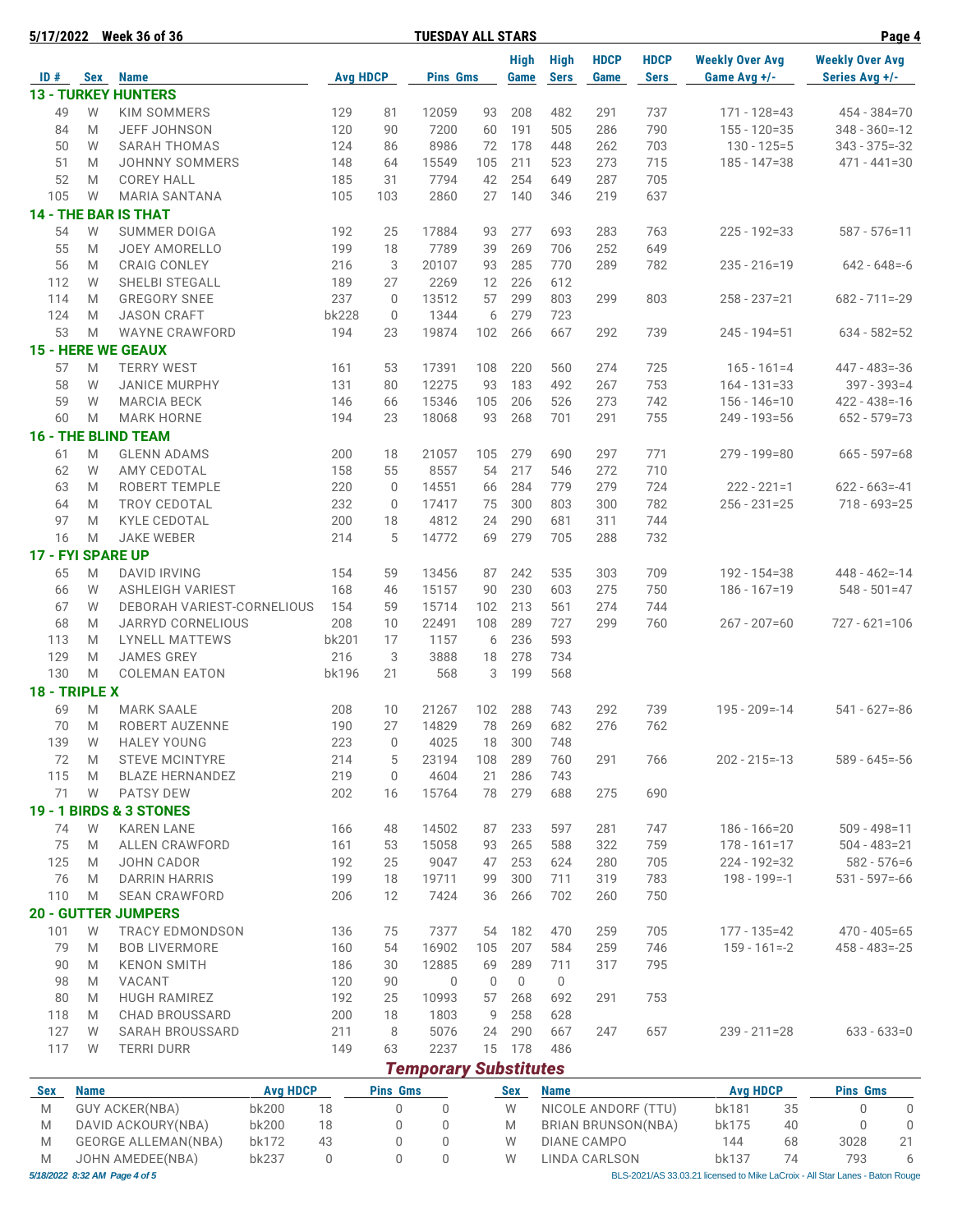**5/17/2022 Week 36 of 36 — TUESDAY ALL STARS**

| ID # | Sex | Name | Avg | HDCP | Pins | Gms | High Game | High Sers | HDCP Game | HDCP Sers | Weekly Over Avg Game Avg +/- | Weekly Over Avg Series Avg +/- |
|---|---|---|---|---|---|---|---|---|---|---|---|---|
| **13 - TURKEY HUNTERS** | | | | | | | | | | | | |
| 49 | W | KIM SOMMERS | 129 | 81 | 12059 | 93 | 208 | 482 | 291 | 737 | 171 - 128=43 | 454 - 384=70 |
| 84 | M | JEFF JOHNSON | 120 | 90 | 7200 | 60 | 191 | 505 | 286 | 790 | 155 - 120=35 | 348 - 360=-12 |
| 50 | W | SARAH THOMAS | 124 | 86 | 8986 | 72 | 178 | 448 | 262 | 703 | 130 - 125=5 | 343 - 375=-32 |
| 51 | M | JOHNNY SOMMERS | 148 | 64 | 15549 | 105 | 211 | 523 | 273 | 715 | 185 - 147=38 | 471 - 441=30 |
| 52 | M | COREY HALL | 185 | 31 | 7794 | 42 | 254 | 649 | 287 | 705 | | |
| 105 | W | MARIA SANTANA | 105 | 103 | 2860 | 27 | 140 | 346 | 219 | 637 | | |
| **14 - THE BAR IS THAT** | | | | | | | | | | | | |
| 54 | W | SUMMER DOIGA | 192 | 25 | 17884 | 93 | 277 | 693 | 283 | 763 | 225 - 192=33 | 587 - 576=11 |
| 55 | M | JOEY AMORELLO | 199 | 18 | 7789 | 39 | 269 | 706 | 252 | 649 | | |
| 56 | M | CRAIG CONLEY | 216 | 3 | 20107 | 93 | 285 | 770 | 289 | 782 | 235 - 216=19 | 642 - 648=-6 |
| 112 | W | SHELBI STEGALL | 189 | 27 | 2269 | 12 | 226 | 612 | | | | |
| 114 | M | GREGORY SNEE | 237 | 0 | 13512 | 57 | 299 | 803 | 299 | 803 | 258 - 237=21 | 682 - 711=-29 |
| 124 | M | JASON CRAFT | bk228 | 0 | 1344 | 6 | 279 | 723 | | | | |
| 53 | M | WAYNE CRAWFORD | 194 | 23 | 19874 | 102 | 266 | 667 | 292 | 739 | 245 - 194=51 | 634 - 582=52 |
| **15 - HERE WE GEAUX** | | | | | | | | | | | | |
| 57 | M | TERRY WEST | 161 | 53 | 17391 | 108 | 220 | 560 | 274 | 725 | 165 - 161=4 | 447 - 483=-36 |
| 58 | W | JANICE MURPHY | 131 | 80 | 12275 | 93 | 183 | 492 | 267 | 753 | 164 - 131=33 | 397 - 393=4 |
| 59 | W | MARCIA BECK | 146 | 66 | 15346 | 105 | 206 | 526 | 273 | 742 | 156 - 146=10 | 422 - 438=-16 |
| 60 | M | MARK HORNE | 194 | 23 | 18068 | 93 | 268 | 701 | 291 | 755 | 249 - 193=56 | 652 - 579=73 |
| **16 - THE BLIND TEAM** | | | | | | | | | | | | |
| 61 | M | GLENN ADAMS | 200 | 18 | 21057 | 105 | 279 | 690 | 297 | 771 | 279 - 199=80 | 665 - 597=68 |
| 62 | W | AMY CEDOTAL | 158 | 55 | 8557 | 54 | 217 | 546 | 272 | 710 | | |
| 63 | M | ROBERT TEMPLE | 220 | 0 | 14551 | 66 | 284 | 779 | 279 | 724 | 222 - 221=1 | 622 - 663=-41 |
| 64 | M | TROY CEDOTAL | 232 | 0 | 17417 | 75 | 300 | 803 | 300 | 782 | 256 - 231=25 | 718 - 693=25 |
| 97 | M | KYLE CEDOTAL | 200 | 18 | 4812 | 24 | 290 | 681 | 311 | 744 | | |
| 16 | M | JAKE WEBER | 214 | 5 | 14772 | 69 | 279 | 705 | 288 | 732 | | |
| **17 - FYI SPARE UP** | | | | | | | | | | | | |
| 65 | M | DAVID IRVING | 154 | 59 | 13456 | 87 | 242 | 535 | 303 | 709 | 192 - 154=38 | 448 - 462=-14 |
| 66 | W | ASHLEIGH VARIEST | 168 | 46 | 15157 | 90 | 230 | 603 | 275 | 750 | 186 - 167=19 | 548 - 501=47 |
| 67 | W | DEBORAH VARIEST-CORNELIOUS | 154 | 59 | 15714 | 102 | 213 | 561 | 274 | 744 | | |
| 68 | M | JARRYD CORNELIOUS | 208 | 10 | 22491 | 108 | 289 | 727 | 299 | 760 | 267 - 207=60 | 727 - 621=106 |
| 113 | M | LYNELL MATTEWS | bk201 | 17 | 1157 | 6 | 236 | 593 | | | | |
| 129 | M | JAMES GREY | 216 | 3 | 3888 | 18 | 278 | 734 | | | | |
| 130 | M | COLEMAN EATON | bk196 | 21 | 568 | 3 | 199 | 568 | | | | |
| **18 - TRIPLE X** | | | | | | | | | | | | |
| 69 | M | MARK SAALE | 208 | 10 | 21267 | 102 | 288 | 743 | 292 | 739 | 195 - 209=-14 | 541 - 627=-86 |
| 70 | M | ROBERT AUZENNE | 190 | 27 | 14829 | 78 | 269 | 682 | 276 | 762 | | |
| 139 | W | HALEY YOUNG | 223 | 0 | 4025 | 18 | 300 | 748 | | | | |
| 72 | M | STEVE MCINTYRE | 214 | 5 | 23194 | 108 | 289 | 760 | 291 | 766 | 202 - 215=-13 | 589 - 645=-56 |
| 115 | M | BLAZE HERNANDEZ | 219 | 0 | 4604 | 21 | 286 | 743 | | | | |
| 71 | W | PATSY DEW | 202 | 16 | 15764 | 78 | 279 | 688 | 275 | 690 | | |
| **19 - 1 BIRDS & 3 STONES** | | | | | | | | | | | | |
| 74 | W | KAREN LANE | 166 | 48 | 14502 | 87 | 233 | 597 | 281 | 747 | 186 - 166=20 | 509 - 498=11 |
| 75 | M | ALLEN CRAWFORD | 161 | 53 | 15058 | 93 | 265 | 588 | 322 | 759 | 178 - 161=17 | 504 - 483=21 |
| 125 | M | JOHN CADOR | 192 | 25 | 9047 | 47 | 253 | 624 | 280 | 705 | 224 - 192=32 | 582 - 576=6 |
| 76 | M | DARRIN HARRIS | 199 | 18 | 19711 | 99 | 300 | 711 | 319 | 783 | 198 - 199=-1 | 531 - 597=-66 |
| 110 | M | SEAN CRAWFORD | 206 | 12 | 7424 | 36 | 266 | 702 | 260 | 750 | | |
| **20 - GUTTER JUMPERS** | | | | | | | | | | | | |
| 101 | W | TRACY EDMONDSON | 136 | 75 | 7377 | 54 | 182 | 470 | 259 | 705 | 177 - 135=42 | 470 - 405=65 |
| 79 | M | BOB LIVERMORE | 160 | 54 | 16902 | 105 | 207 | 584 | 259 | 746 | 159 - 161=-2 | 458 - 483=-25 |
| 90 | M | KENON SMITH | 186 | 30 | 12885 | 69 | 289 | 711 | 317 | 795 | | |
| 98 | M | VACANT | 120 | 90 | 0 | 0 | 0 | 0 | | | | |
| 80 | M | HUGH RAMIREZ | 192 | 25 | 10993 | 57 | 268 | 692 | 291 | 753 | | |
| 118 | M | CHAD BROUSSARD | 200 | 18 | 1803 | 9 | 258 | 628 | | | | |
| 127 | W | SARAH BROUSSARD | 211 | 8 | 5076 | 24 | 290 | 667 | 247 | 657 | 239 - 211=28 | 633 - 633=0 |
| 117 | W | TERRI DURR | 149 | 63 | 2237 | 15 | 178 | 486 | | | | |

## *Temporary Substitutes*

| Sex | Name | Avg | HDCP | Pins | Gms | Sex | Name | Avg | HDCP | Pins | Gms |
|---|---|---|---|---|---|---|---|---|---|---|---|
| M | GUY ACKER(NBA) | bk200 | 18 | 0 | 0 | W | NICOLE ANDORF (TTU) | bk181 | 35 | 0 | 0 |
| M | DAVID ACKOURY(NBA) | bk200 | 18 | 0 | 0 | M | BRIAN BRUNSON(NBA) | bk175 | 40 | 0 | 0 |
| M | GEORGE ALLEMAN(NBA) | bk172 | 43 | 0 | 0 | W | DIANE CAMPO | 144 | 68 | 3028 | 21 |
| M | JOHN AMEDEE(NBA) | bk237 | 0 | 0 | 0 | W | LINDA CARLSON | bk137 | 74 | 793 | 6 |

BLS-2021/AS 33.03.21 licensed to Mike LaCroix - All Star Lanes - Baton Rouge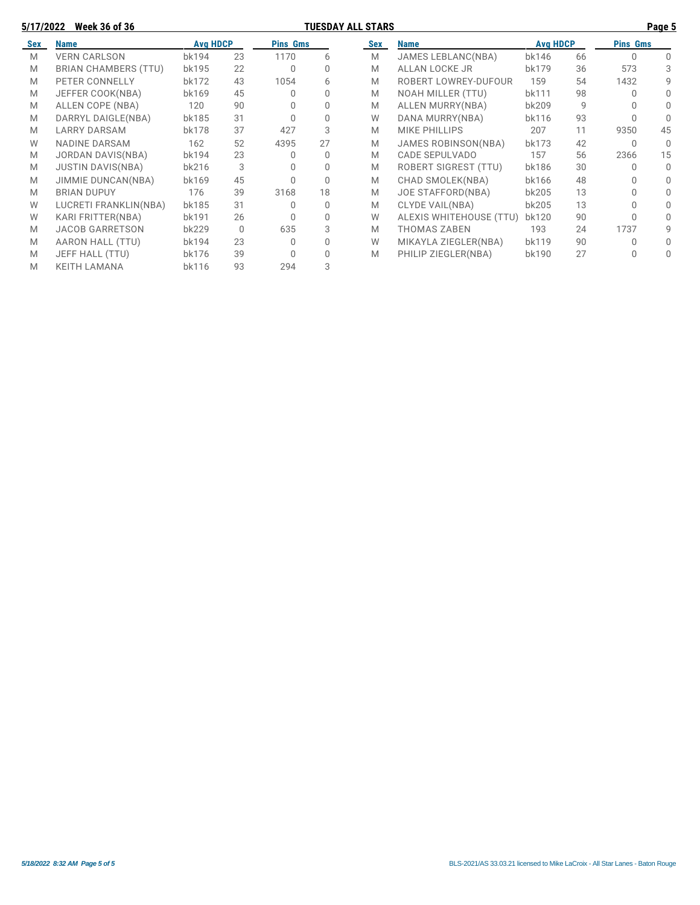**5/17/2022 Week 36 of 36** **TUESDAY ALL STARS**

| Sex | Name | Avg | HDCP | Pins | Gms |
|---|---|---|---|---|---|
| M | VERN CARLSON | bk194 | 23 | 1170 | 6 |
| M | BRIAN CHAMBERS (TTU) | bk195 | 22 | 0 | 0 |
| M | PETER CONNELLY | bk172 | 43 | 1054 | 6 |
| M | JEFFER COOK(NBA) | bk169 | 45 | 0 | 0 |
| M | ALLEN COPE (NBA) | 120 | 90 | 0 | 0 |
| M | DARRYL DAIGLE(NBA) | bk185 | 31 | 0 | 0 |
| M | LARRY DARSAM | bk178 | 37 | 427 | 3 |
| W | NADINE DARSAM | 162 | 52 | 4395 | 27 |
| M | JORDAN DAVIS(NBA) | bk194 | 23 | 0 | 0 |
| M | JUSTIN DAVIS(NBA) | bk216 | 3 | 0 | 0 |
| M | JIMMIE DUNCAN(NBA) | bk169 | 45 | 0 | 0 |
| M | BRIAN DUPUY | 176 | 39 | 3168 | 18 |
| W | LUCRETI FRANKLIN(NBA) | bk185 | 31 | 0 | 0 |
| W | KARI FRITTER(NBA) | bk191 | 26 | 0 | 0 |
| M | JACOB GARRETSON | bk229 | 0 | 635 | 3 |
| M | AARON HALL (TTU) | bk194 | 23 | 0 | 0 |
| M | JEFF HALL (TTU) | bk176 | 39 | 0 | 0 |
| M | KEITH LAMANA | bk116 | 93 | 294 | 3 |
| M | JAMES LEBLANC(NBA) | bk146 | 66 | 0 | 0 |
| M | ALLAN LOCKE JR | bk179 | 36 | 573 | 3 |
| M | ROBERT LOWREY-DUFOUR | 159 | 54 | 1432 | 9 |
| M | NOAH MILLER (TTU) | bk111 | 98 | 0 | 0 |
| M | ALLEN MURRY(NBA) | bk209 | 9 | 0 | 0 |
| W | DANA MURRY(NBA) | bk116 | 93 | 0 | 0 |
| M | MIKE PHILLIPS | 207 | 11 | 9350 | 45 |
| M | JAMES ROBINSON(NBA) | bk173 | 42 | 0 | 0 |
| M | CADE SEPULVADO | 157 | 56 | 2366 | 15 |
| M | ROBERT SIGREST (TTU) | bk186 | 30 | 0 | 0 |
| M | CHAD SMOLEK(NBA) | bk166 | 48 | 0 | 0 |
| M | JOE STAFFORD(NBA) | bk205 | 13 | 0 | 0 |
| M | CLYDE VAIL(NBA) | bk205 | 13 | 0 | 0 |
| W | ALEXIS WHITEHOUSE (TTU) | bk120 | 90 | 0 | 0 |
| M | THOMAS ZABEN | 193 | 24 | 1737 | 9 |
| W | MIKAYLA ZIEGLER(NBA) | bk119 | 90 | 0 | 0 |
| M | PHILIP ZIEGLER(NBA) | bk190 | 27 | 0 | 0 |

BLS-2021/AS 33.03.21 licensed to Mike LaCroix - All Star Lanes - Baton Rouge